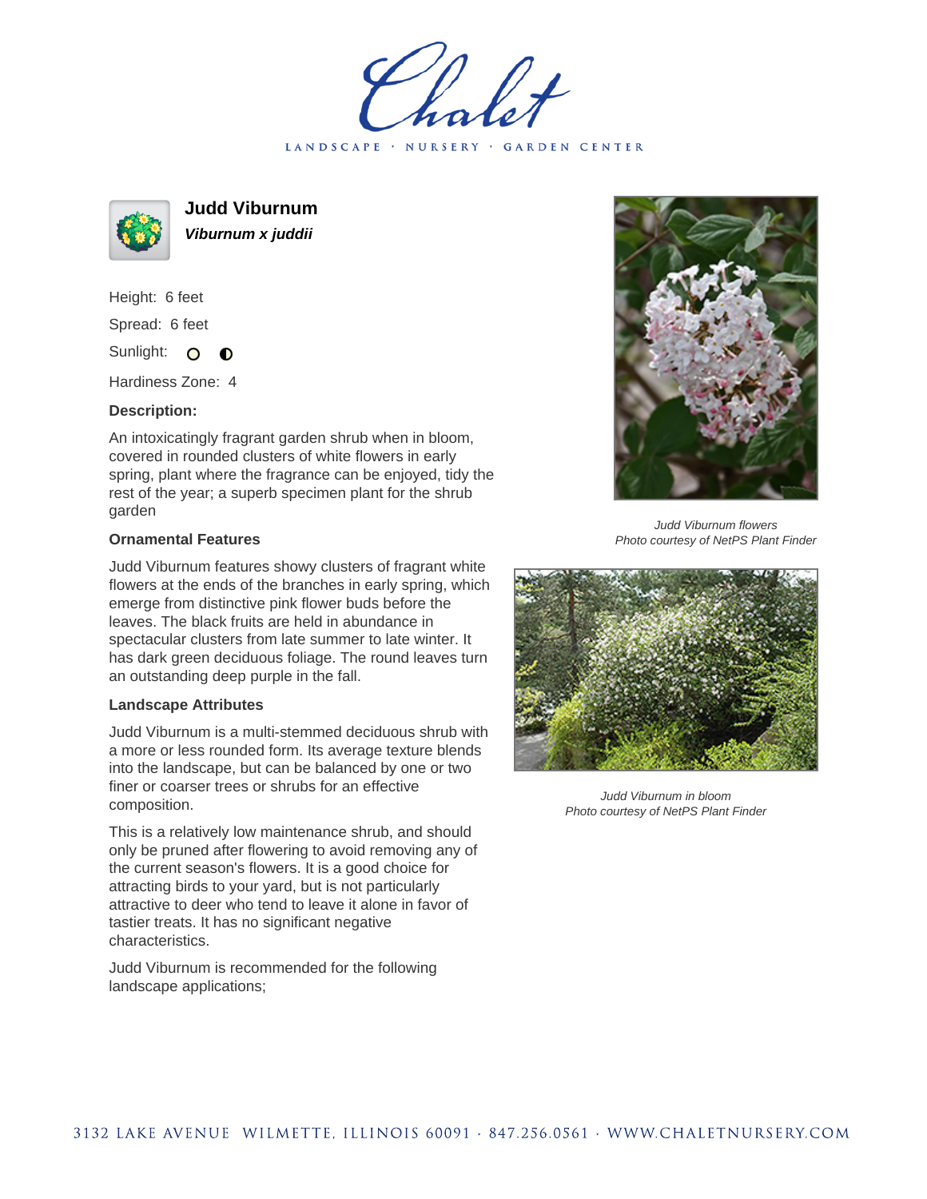# Judd Viburnum

***Viburnum x juddii***

Height: 6 feet

Spread: 6 feet

Sunlight: ○ ◐

Hardiness Zone: 4

**Description:**

An intoxicatingly fragrant garden shrub when in bloom, covered in rounded clusters of white flowers in early spring, plant where the fragrance can be enjoyed, tidy the rest of the year; a superb specimen plant for the shrub garden

### Ornamental Features

Judd Viburnum features showy clusters of fragrant white flowers at the ends of the branches in early spring, which emerge from distinctive pink flower buds before the leaves. The black fruits are held in abundance in spectacular clusters from late summer to late winter. It has dark green deciduous foliage. The round leaves turn an outstanding deep purple in the fall.

### Landscape Attributes

Judd Viburnum is a multi-stemmed deciduous shrub with a more or less rounded form. Its average texture blends into the landscape, but can be balanced by one or two finer or coarser trees or shrubs for an effective composition.

This is a relatively low maintenance shrub, and should only be pruned after flowering to avoid removing any of the current season's flowers. It is a good choice for attracting birds to your yard, but is not particularly attractive to deer who tend to leave it alone in favor of tastier treats. It has no significant negative characteristics.

Judd Viburnum is recommended for the following landscape applications;

*Judd Viburnum flowers*
*Photo courtesy of NetPS Plant Finder*

*Judd Viburnum in bloom*
*Photo courtesy of NetPS Plant Finder*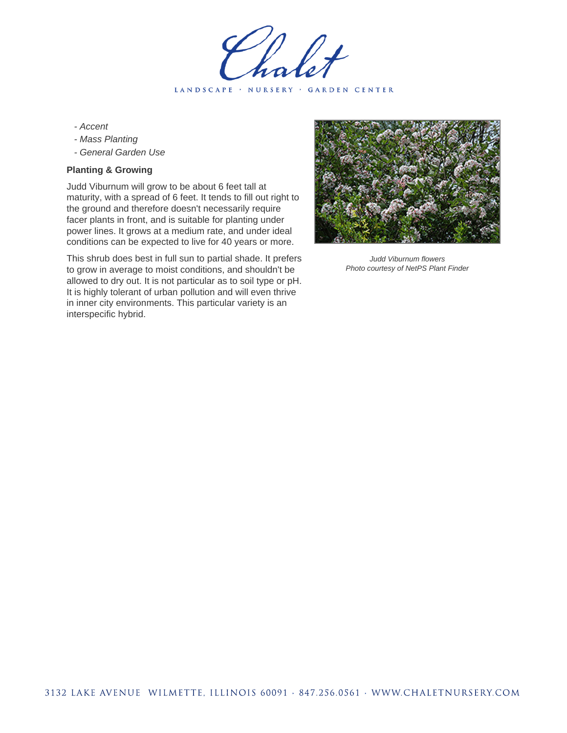- *Accent*
- *Mass Planting*
- *General Garden Use*

**Planting & Growing**

Judd Viburnum will grow to be about 6 feet tall at maturity, with a spread of 6 feet. It tends to fill out right to the ground and therefore doesn't necessarily require facer plants in front, and is suitable for planting under power lines. It grows at a medium rate, and under ideal conditions can be expected to live for 40 years or more.

This shrub does best in full sun to partial shade. It prefers to grow in average to moist conditions, and shouldn't be allowed to dry out. It is not particular as to soil type or pH. It is highly tolerant of urban pollution and will even thrive in inner city environments. This particular variety is an interspecific hybrid.

*Judd Viburnum flowers*
*Photo courtesy of NetPS Plant Finder*